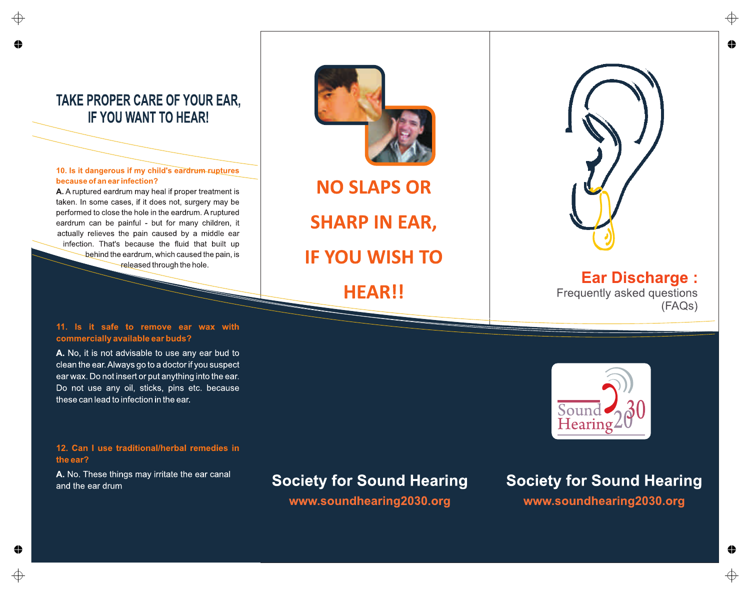## TAKE PROPER CARE OF YOUR EAR, IF YOU WANT TO HEAR!

**10. Is it dangerous if my child's eardrum ruptures because of an ear infection?**

**A.** A ruptured eardrum may heal if proper treatment is taken. In some cases, if it does not, surgery may be performed to close the hole in the eardrum. A ruptured eardrum can be painful - but for many children, it actually relieves the pain caused by a middle ear infection. That's because the fluid that built up behind the eardrum, which caused the pain, is released through the hole.

**11. Is it safe to remove ear wax with commercially available ear buds?**

**A.** No, it is not advisable to use any ear bud to clean the ear. Always go to a doctor if you suspect ear wax. Do not insert or put anything into the ear. Do not use any oil, sticks, pins etc. because these can lead to infection in the ear.

**12. Can I use traditional/herbal remedies in the ear?**

**A.** No. These things may irritate the ear canal and the ear drum

## NO SLAPS OR SHARP IN EAR, IF YOU WISH TO HEAR!!

**Society for Sound Hearing**

**www.soundhearing2030.org**

# Ear Discharge :

Frequently asked questions (FAQs)

Sound Hearing 2030

**Society for Sound Hearing**

**www.soundhearing2030.org**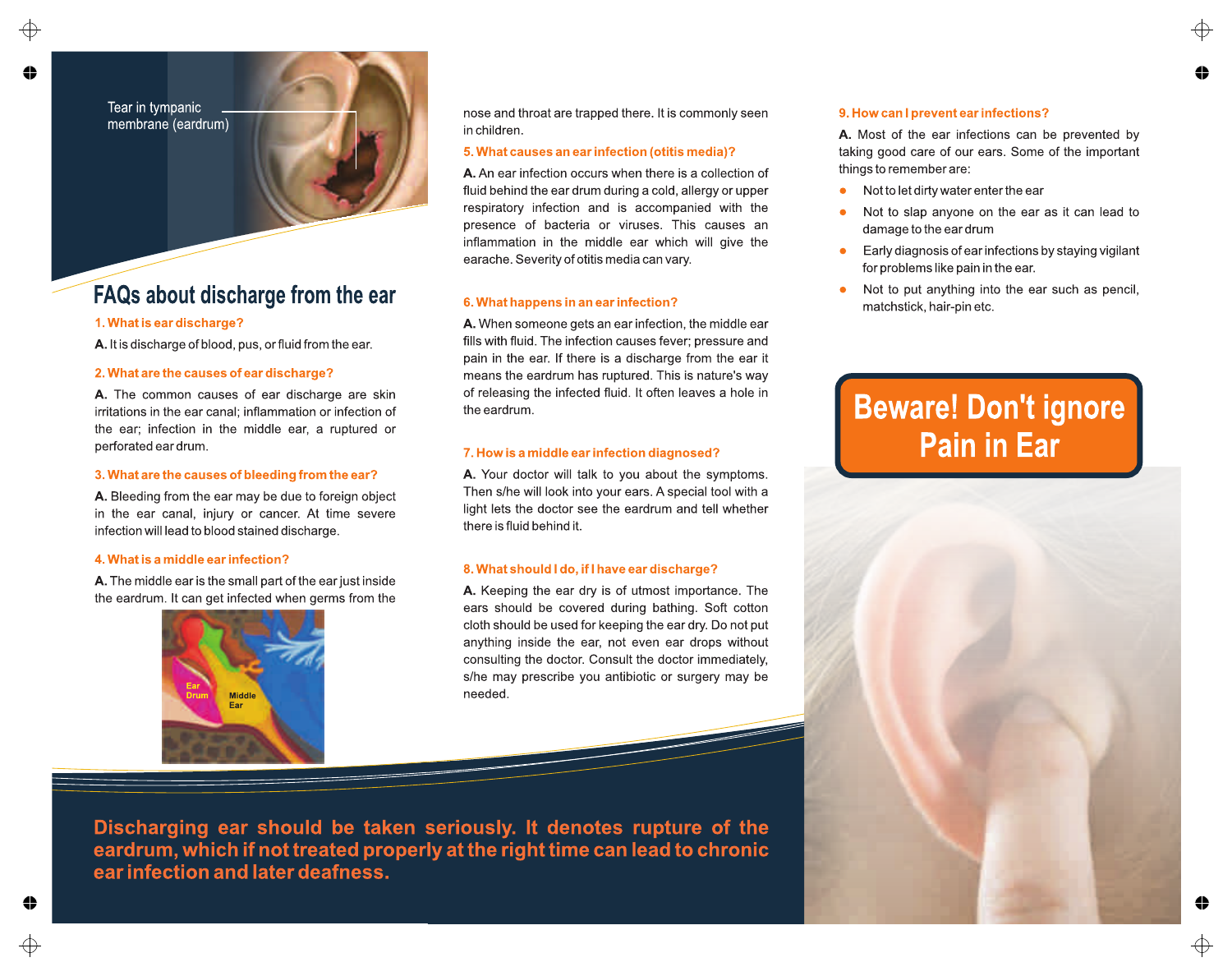Tear in tympanic membrane (eardrum)

## FAQs about discharge from the ear

### 1. What is ear discharge?

**A.** It is discharge of blood, pus, or fluid from the ear.

### 2. What are the causes of ear discharge?

**A.** The common causes of ear discharge are skin irritations in the ear canal; inflammation or infection of the ear; infection in the middle ear, a ruptured or perforated ear drum.

### 3. What are the causes of bleeding from the ear?

**A.** Bleeding from the ear may be due to foreign object in the ear canal, injury or cancer. At time severe infection will lead to blood stained discharge.

### 4. What is a middle ear infection?

**A.** The middle ear is the small part of the ear just inside the eardrum. It can get infected when germs from the nose and throat are trapped there. It is commonly seen in children.

Ear Drum

Middle Ear

### 5. What causes an ear infection (otitis media)?

**A.** An ear infection occurs when there is a collection of fluid behind the ear drum during a cold, allergy or upper respiratory infection and is accompanied with the presence of bacteria or viruses. This causes an inflammation in the middle ear which will give the earache. Severity of otitis media can vary.

### 6. What happens in an ear infection?

**A.** When someone gets an ear infection, the middle ear fills with fluid. The infection causes fever; pressure and pain in the ear. If there is a discharge from the ear it means the eardrum has ruptured. This is nature's way of releasing the infected fluid. It often leaves a hole in the eardrum.

### 7. How is a middle ear infection diagnosed?

**A.** Your doctor will talk to you about the symptoms. Then s/he will look into your ears. A special tool with a light lets the doctor see the eardrum and tell whether there is fluid behind it.

### 8. What should I do, if I have ear discharge?

**A.** Keeping the ear dry is of utmost importance. The ears should be covered during bathing. Soft cotton cloth should be used for keeping the ear dry. Do not put anything inside the ear, not even ear drops without consulting the doctor. Consult the doctor immediately, s/he may prescribe you antibiotic or surgery may be needed.

**Discharging ear should be taken seriously. It denotes rupture of the eardrum, which if not treated properly at the right time can lead to chronic ear infection and later deafness.**

### 9. How can I prevent ear infections?

**A.** Most of the ear infections can be prevented by taking good care of our ears. Some of the important things to remember are:

- Not to let dirty water enter the ear
- Not to slap anyone on the ear as it can lead to damage to the ear drum
- Early diagnosis of ear infections by staying vigilant for problems like pain in the ear.
- Not to put anything into the ear such as pencil, matchstick, hair-pin etc.

## Beware! Don't ignore Pain in Ear